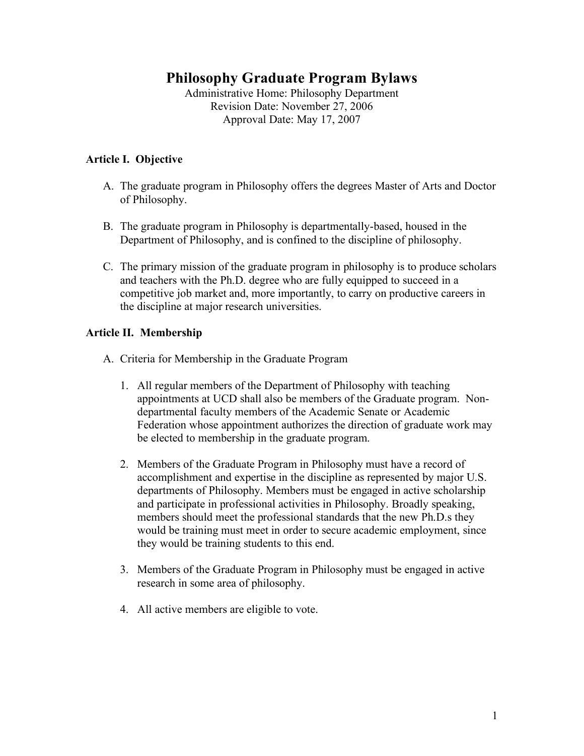# Philosophy Graduate Program Bylaws

Administrative Home: Philosophy Department
Revision Date: November 27, 2006
Approval Date: May 17, 2007

## Article I. Objective

A. The graduate program in Philosophy offers the degrees Master of Arts and Doctor of Philosophy.

B. The graduate program in Philosophy is departmentally-based, housed in the Department of Philosophy, and is confined to the discipline of philosophy.

C. The primary mission of the graduate program in philosophy is to produce scholars and teachers with the Ph.D. degree who are fully equipped to succeed in a competitive job market and, more importantly, to carry on productive careers in the discipline at major research universities.

## Article II. Membership

A. Criteria for Membership in the Graduate Program

1. All regular members of the Department of Philosophy with teaching appointments at UCD shall also be members of the Graduate program. Non-departmental faculty members of the Academic Senate or Academic Federation whose appointment authorizes the direction of graduate work may be elected to membership in the graduate program.

2. Members of the Graduate Program in Philosophy must have a record of accomplishment and expertise in the discipline as represented by major U.S. departments of Philosophy. Members must be engaged in active scholarship and participate in professional activities in Philosophy. Broadly speaking, members should meet the professional standards that the new Ph.D.s they would be training must meet in order to secure academic employment, since they would be training students to this end.

3. Members of the Graduate Program in Philosophy must be engaged in active research in some area of philosophy.

4. All active members are eligible to vote.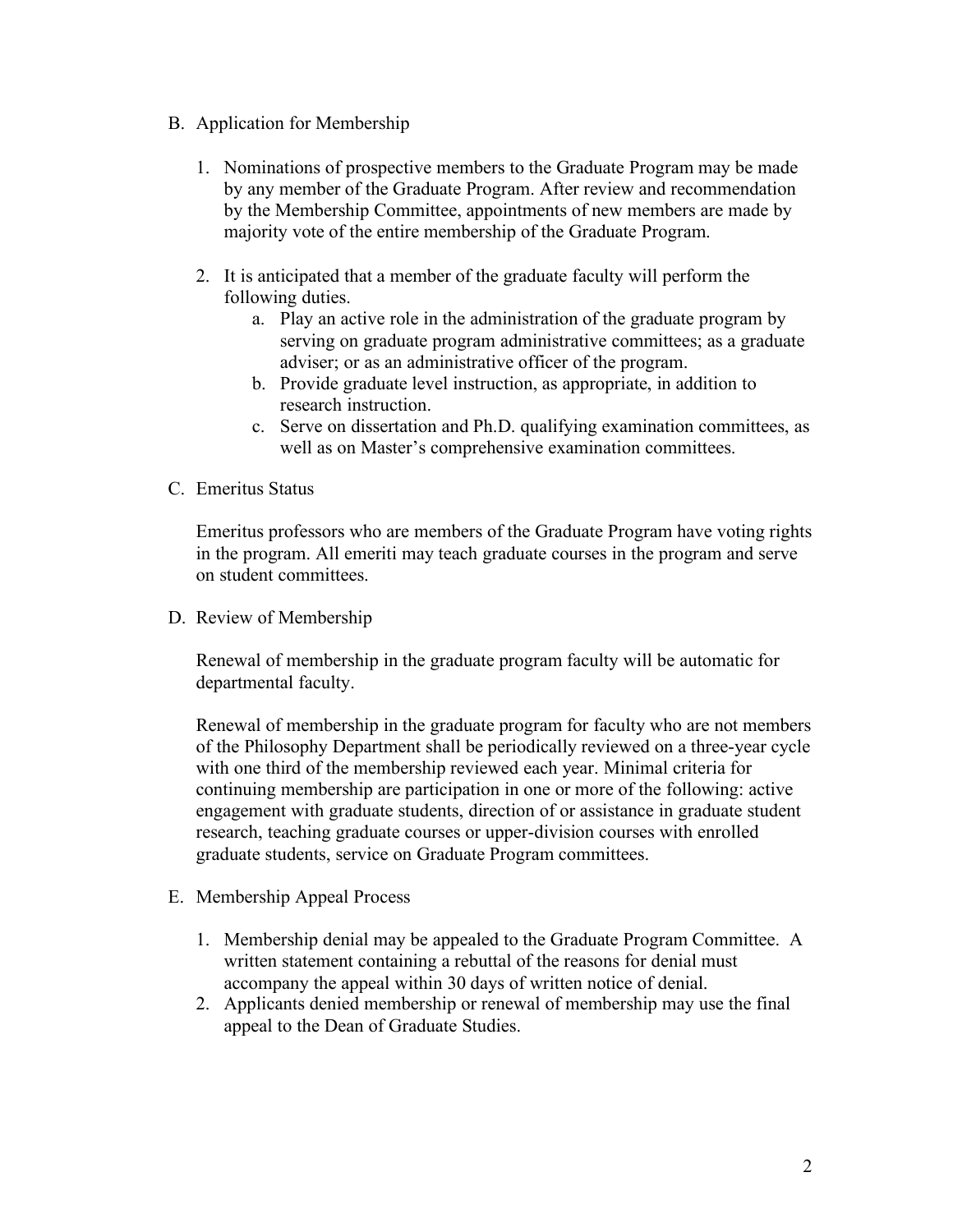B. Application for Membership

1. Nominations of prospective members to the Graduate Program may be made by any member of the Graduate Program. After review and recommendation by the Membership Committee, appointments of new members are made by majority vote of the entire membership of the Graduate Program.

2. It is anticipated that a member of the graduate faculty will perform the following duties.
   a. Play an active role in the administration of the graduate program by serving on graduate program administrative committees; as a graduate adviser; or as an administrative officer of the program.
   b. Provide graduate level instruction, as appropriate, in addition to research instruction.
   c. Serve on dissertation and Ph.D. qualifying examination committees, as well as on Master's comprehensive examination committees.

C. Emeritus Status

Emeritus professors who are members of the Graduate Program have voting rights in the program. All emeriti may teach graduate courses in the program and serve on student committees.

D. Review of Membership

Renewal of membership in the graduate program faculty will be automatic for departmental faculty.

Renewal of membership in the graduate program for faculty who are not members of the Philosophy Department shall be periodically reviewed on a three-year cycle with one third of the membership reviewed each year. Minimal criteria for continuing membership are participation in one or more of the following: active engagement with graduate students, direction of or assistance in graduate student research, teaching graduate courses or upper-division courses with enrolled graduate students, service on Graduate Program committees.

E. Membership Appeal Process

1. Membership denial may be appealed to the Graduate Program Committee. A written statement containing a rebuttal of the reasons for denial must accompany the appeal within 30 days of written notice of denial.
2. Applicants denied membership or renewal of membership may use the final appeal to the Dean of Graduate Studies.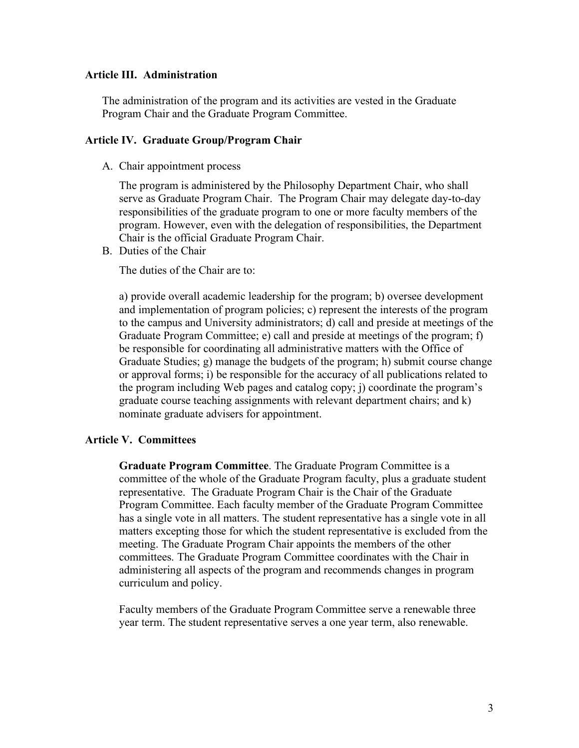## Article III. Administration

The administration of the program and its activities are vested in the Graduate Program Chair and the Graduate Program Committee.

## Article IV. Graduate Group/Program Chair

A. Chair appointment process

The program is administered by the Philosophy Department Chair, who shall serve as Graduate Program Chair. The Program Chair may delegate day-to-day responsibilities of the graduate program to one or more faculty members of the program. However, even with the delegation of responsibilities, the Department Chair is the official Graduate Program Chair.

B. Duties of the Chair

The duties of the Chair are to:

a) provide overall academic leadership for the program; b) oversee development and implementation of program policies; c) represent the interests of the program to the campus and University administrators; d) call and preside at meetings of the Graduate Program Committee; e) call and preside at meetings of the program; f) be responsible for coordinating all administrative matters with the Office of Graduate Studies; g) manage the budgets of the program; h) submit course change or approval forms; i) be responsible for the accuracy of all publications related to the program including Web pages and catalog copy; j) coordinate the program's graduate course teaching assignments with relevant department chairs; and k) nominate graduate advisers for appointment.

## Article V. Committees

**Graduate Program Committee**. The Graduate Program Committee is a committee of the whole of the Graduate Program faculty, plus a graduate student representative. The Graduate Program Chair is the Chair of the Graduate Program Committee. Each faculty member of the Graduate Program Committee has a single vote in all matters. The student representative has a single vote in all matters excepting those for which the student representative is excluded from the meeting. The Graduate Program Chair appoints the members of the other committees. The Graduate Program Committee coordinates with the Chair in administering all aspects of the program and recommends changes in program curriculum and policy.

Faculty members of the Graduate Program Committee serve a renewable three year term. The student representative serves a one year term, also renewable.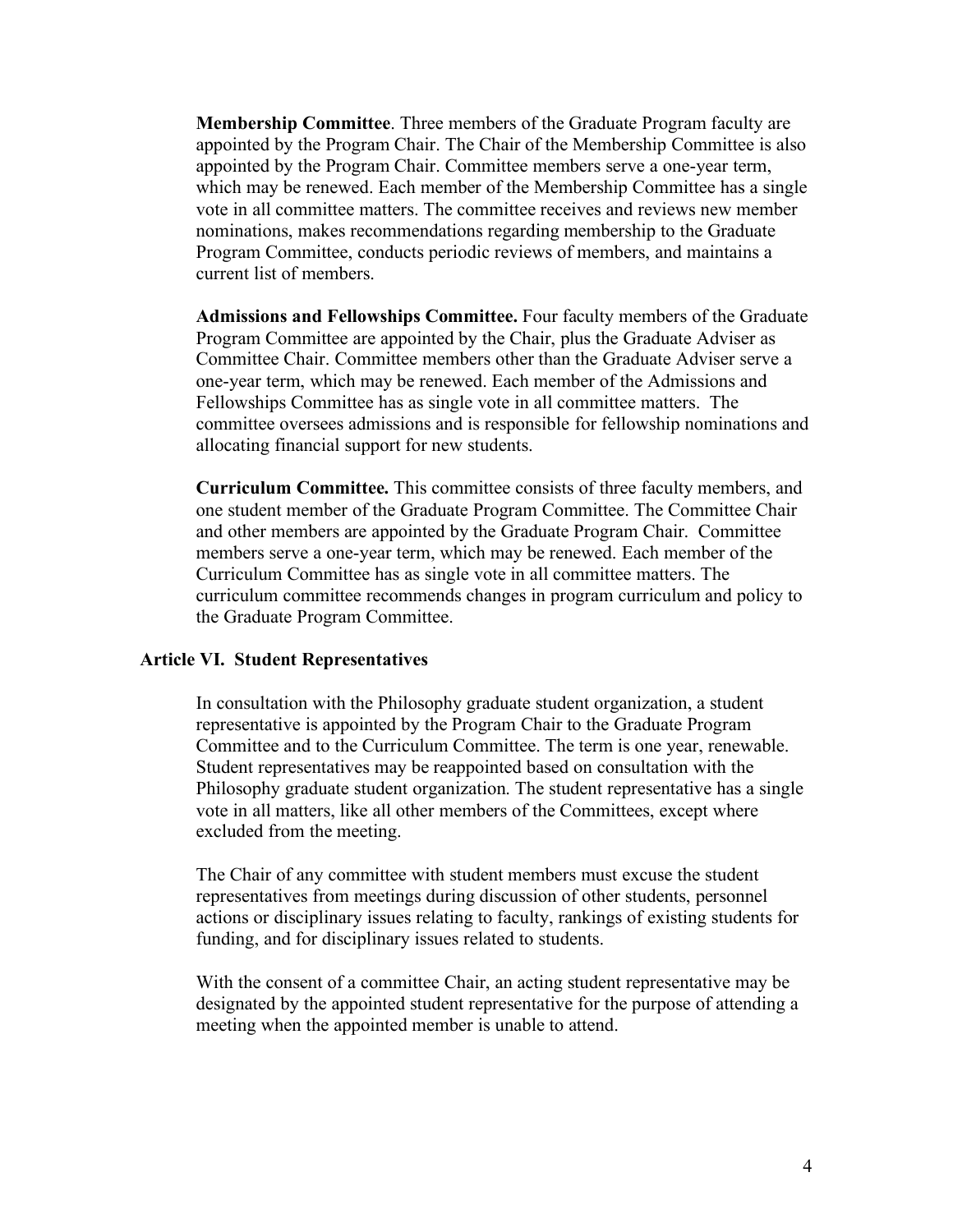**Membership Committee**. Three members of the Graduate Program faculty are appointed by the Program Chair. The Chair of the Membership Committee is also appointed by the Program Chair. Committee members serve a one-year term, which may be renewed. Each member of the Membership Committee has a single vote in all committee matters. The committee receives and reviews new member nominations, makes recommendations regarding membership to the Graduate Program Committee, conducts periodic reviews of members, and maintains a current list of members.

**Admissions and Fellowships Committee.** Four faculty members of the Graduate Program Committee are appointed by the Chair, plus the Graduate Adviser as Committee Chair. Committee members other than the Graduate Adviser serve a one-year term, which may be renewed. Each member of the Admissions and Fellowships Committee has as single vote in all committee matters. The committee oversees admissions and is responsible for fellowship nominations and allocating financial support for new students.

**Curriculum Committee.** This committee consists of three faculty members, and one student member of the Graduate Program Committee. The Committee Chair and other members are appointed by the Graduate Program Chair. Committee members serve a one-year term, which may be renewed. Each member of the Curriculum Committee has as single vote in all committee matters. The curriculum committee recommends changes in program curriculum and policy to the Graduate Program Committee.

## Article VI. Student Representatives

In consultation with the Philosophy graduate student organization, a student representative is appointed by the Program Chair to the Graduate Program Committee and to the Curriculum Committee. The term is one year, renewable. Student representatives may be reappointed based on consultation with the Philosophy graduate student organization. The student representative has a single vote in all matters, like all other members of the Committees, except where excluded from the meeting.

The Chair of any committee with student members must excuse the student representatives from meetings during discussion of other students, personnel actions or disciplinary issues relating to faculty, rankings of existing students for funding, and for disciplinary issues related to students.

With the consent of a committee Chair, an acting student representative may be designated by the appointed student representative for the purpose of attending a meeting when the appointed member is unable to attend.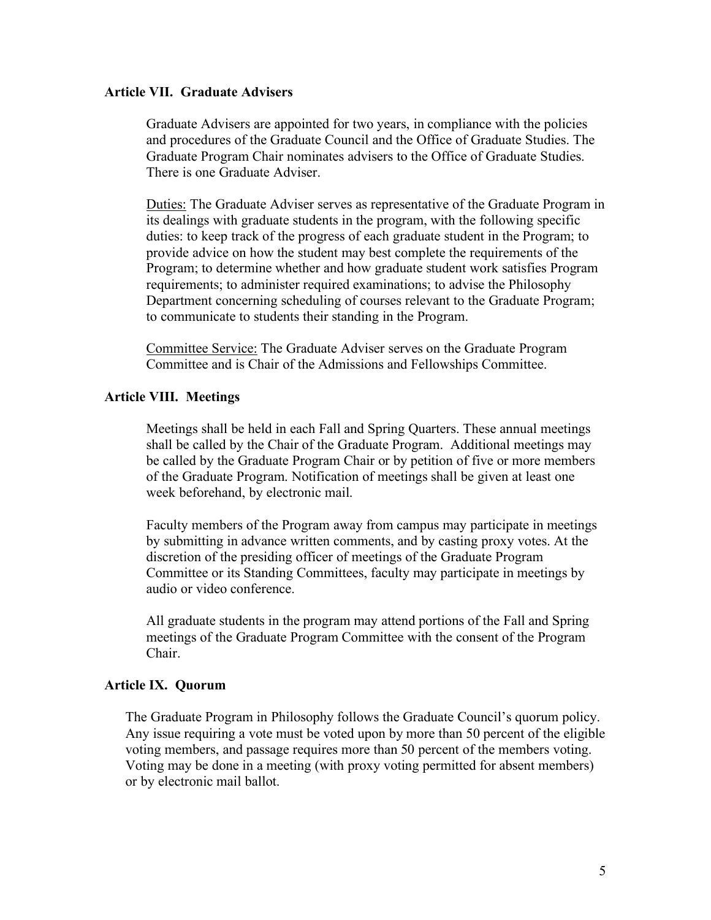**Article VII. Graduate Advisers**

Graduate Advisers are appointed for two years, in compliance with the policies and procedures of the Graduate Council and the Office of Graduate Studies. The Graduate Program Chair nominates advisers to the Office of Graduate Studies. There is one Graduate Adviser.

Duties: The Graduate Adviser serves as representative of the Graduate Program in its dealings with graduate students in the program, with the following specific duties: to keep track of the progress of each graduate student in the Program; to provide advice on how the student may best complete the requirements of the Program; to determine whether and how graduate student work satisfies Program requirements; to administer required examinations; to advise the Philosophy Department concerning scheduling of courses relevant to the Graduate Program; to communicate to students their standing in the Program.

Committee Service: The Graduate Adviser serves on the Graduate Program Committee and is Chair of the Admissions and Fellowships Committee.

**Article VIII. Meetings**

Meetings shall be held in each Fall and Spring Quarters. These annual meetings shall be called by the Chair of the Graduate Program. Additional meetings may be called by the Graduate Program Chair or by petition of five or more members of the Graduate Program. Notification of meetings shall be given at least one week beforehand, by electronic mail.

Faculty members of the Program away from campus may participate in meetings by submitting in advance written comments, and by casting proxy votes. At the discretion of the presiding officer of meetings of the Graduate Program Committee or its Standing Committees, faculty may participate in meetings by audio or video conference.

All graduate students in the program may attend portions of the Fall and Spring meetings of the Graduate Program Committee with the consent of the Program Chair.

**Article IX. Quorum**

The Graduate Program in Philosophy follows the Graduate Council's quorum policy. Any issue requiring a vote must be voted upon by more than 50 percent of the eligible voting members, and passage requires more than 50 percent of the members voting. Voting may be done in a meeting (with proxy voting permitted for absent members) or by electronic mail ballot.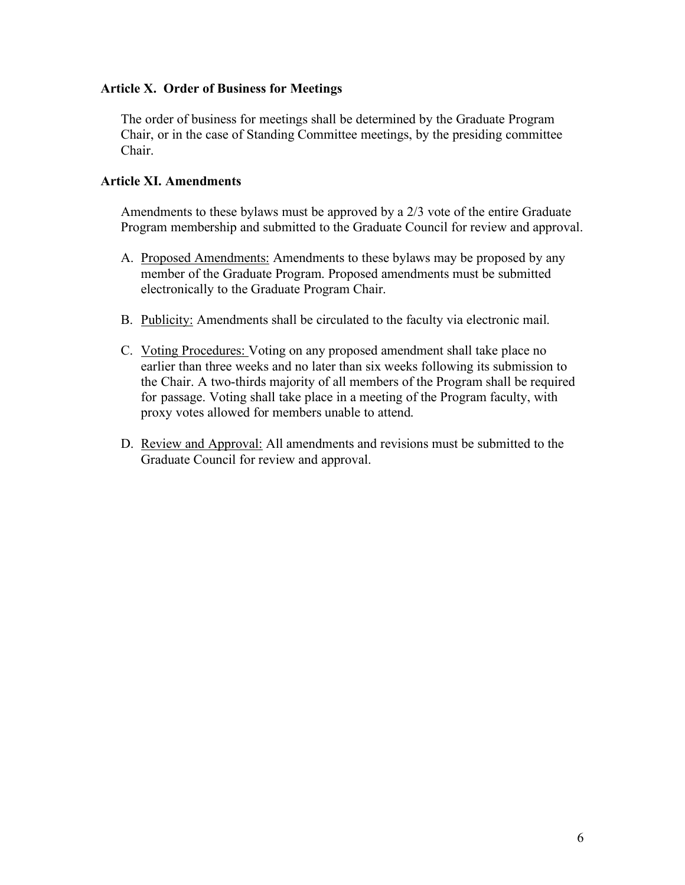### Article X. Order of Business for Meetings

The order of business for meetings shall be determined by the Graduate Program Chair, or in the case of Standing Committee meetings, by the presiding committee Chair.

### Article XI. Amendments

Amendments to these bylaws must be approved by a 2/3 vote of the entire Graduate Program membership and submitted to the Graduate Council for review and approval.

A. Proposed Amendments: Amendments to these bylaws may be proposed by any member of the Graduate Program. Proposed amendments must be submitted electronically to the Graduate Program Chair.

B. Publicity: Amendments shall be circulated to the faculty via electronic mail.

C. Voting Procedures: Voting on any proposed amendment shall take place no earlier than three weeks and no later than six weeks following its submission to the Chair. A two-thirds majority of all members of the Program shall be required for passage. Voting shall take place in a meeting of the Program faculty, with proxy votes allowed for members unable to attend.

D. Review and Approval: All amendments and revisions must be submitted to the Graduate Council for review and approval.